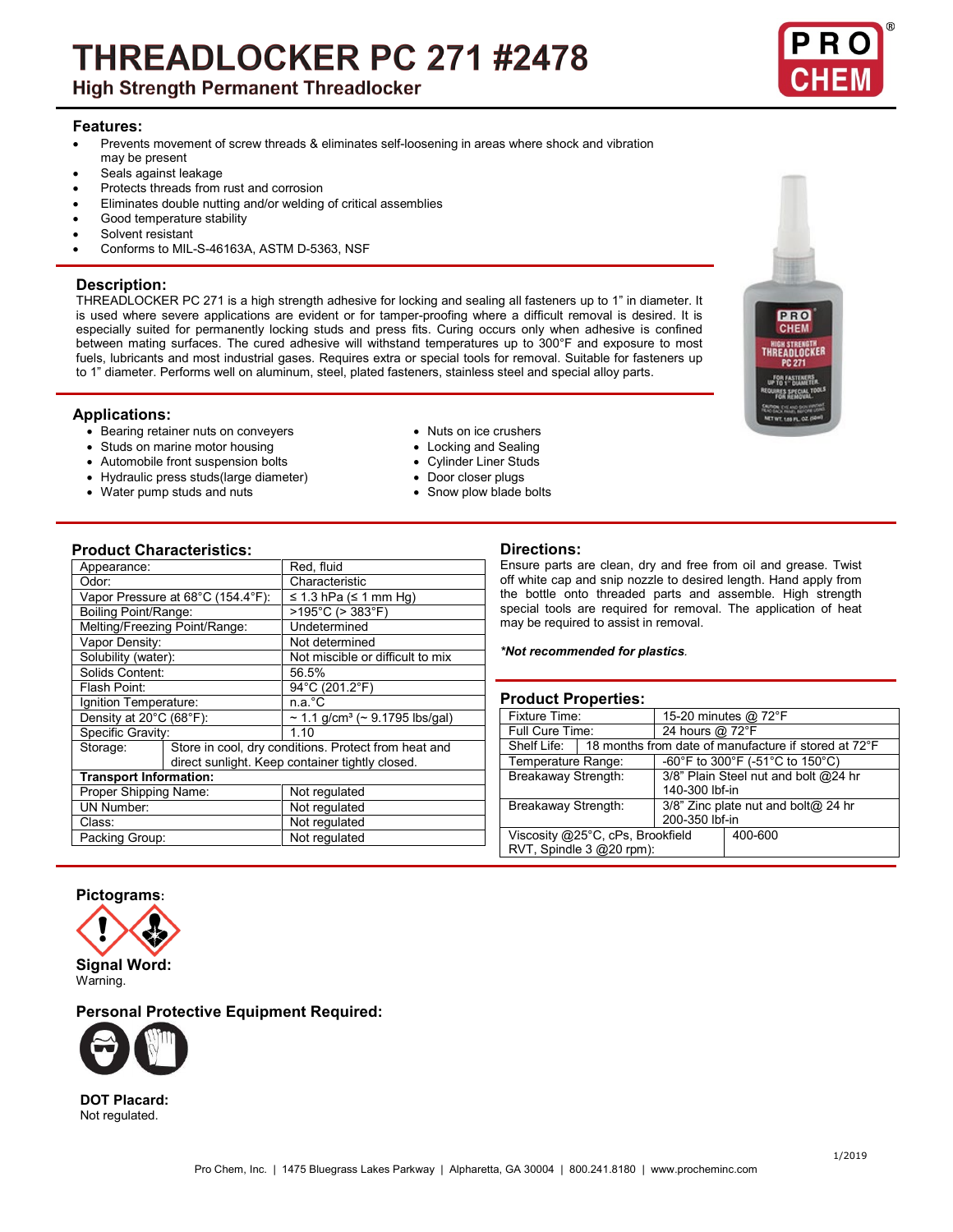# THREADLOCKER PC 271 #2478

## High Strength Permanent Threadlocker

### Features:

- Prevents movement of screw threads & eliminates self-loosening in areas where shock and vibration may be present
- Seals against leakage
- Protects threads from rust and corrosion
- Eliminates double nutting and/or welding of critical assemblies
- Good temperature stability
- Solvent resistant
- Conforms to MIL-S-46163A, ASTM D-5363, NSF

### Description:

THREADLOCKER PC 271 is a high strength adhesive for locking and sealing all fasteners up to 1" in diameter. It is used where severe applications are evident or for tamper-proofing where a difficult removal is desired. It is especially suited for permanently locking studs and press fits. Curing occurs only when adhesive is confined between mating surfaces. The cured adhesive will withstand temperatures up to 300°F and exposure to most fuels, lubricants and most industrial gases. Requires extra or special tools for removal. Suitable for fasteners up to 1" diameter. Performs well on aluminum, steel, plated fasteners, stainless steel and special alloy parts.

### Applications:

- Bearing retainer nuts on conveyers
- Studs on marine motor housing
- Automobile front suspension bolts
- Hydraulic press studs(large diameter)
- Water pump studs and nuts
- Nuts on ice crushers
- Locking and Sealing
- Cylinder Liner Studs
- Door closer plugs
- Snow plow blade bolts

### Product Characteristics:

| | |
|---|---|
| Appearance: | Red, fluid |
| Odor: | Characteristic |
| Vapor Pressure at 68°C (154.4°F): | ≤ 1.3 hPa (≤ 1 mm Hg) |
| Boiling Point/Range: | >195°C (> 383°F) |
| Melting/Freezing Point/Range: | Undetermined |
| Vapor Density: | Not determined |
| Solubility (water): | Not miscible or difficult to mix |
| Solids Content: | 56.5% |
| Flash Point: | 94°C (201.2°F) |
| Ignition Temperature: | n.a.°C |
| Density at 20°C (68°F): | ~ 1.1 g/cm³ (~ 9.1795 lbs/gal) |
| Specific Gravity: | 1.10 |
| Storage: | Store in cool, dry conditions. Protect from heat and direct sunlight. Keep container tightly closed. |
| **Transport Information:** | |
| Proper Shipping Name: | Not regulated |
| UN Number: | Not regulated |
| Class: | Not regulated |
| Packing Group: | Not regulated |

### Directions:

Ensure parts are clean, dry and free from oil and grease. Twist off white cap and snip nozzle to desired length. Hand apply from the bottle onto threaded parts and assemble. High strength special tools are required for removal. The application of heat may be required to assist in removal.

***Not recommended for plastics.**

### Product Properties:

| | |
|---|---|
| Fixture Time: | 15-20 minutes @ 72°F |
| Full Cure Time: | 24 hours @ 72°F |
| Shelf Life: | 18 months from date of manufacture if stored at 72°F |
| Temperature Range: | -60°F to 300°F (-51°C to 150°C) |
| Breakaway Strength: | 3/8" Plain Steel nut and bolt @24 hr 140-300 lbf-in |
| Breakaway Strength: | 3/8" Zinc plate nut and bolt@ 24 hr 200-350 lbf-in |
| Viscosity @25°C, cPs, Brookfield RVT, Spindle 3 @20 rpm): | 400-600 |

### Pictograms:

### Signal Word:

Warning.

### Personal Protective Equipment Required:

### DOT Placard:

Not regulated.

1/2019

Pro Chem, Inc. | 1475 Bluegrass Lakes Parkway | Alpharetta, GA 30004 | 800.241.8180 | www.procheminc.com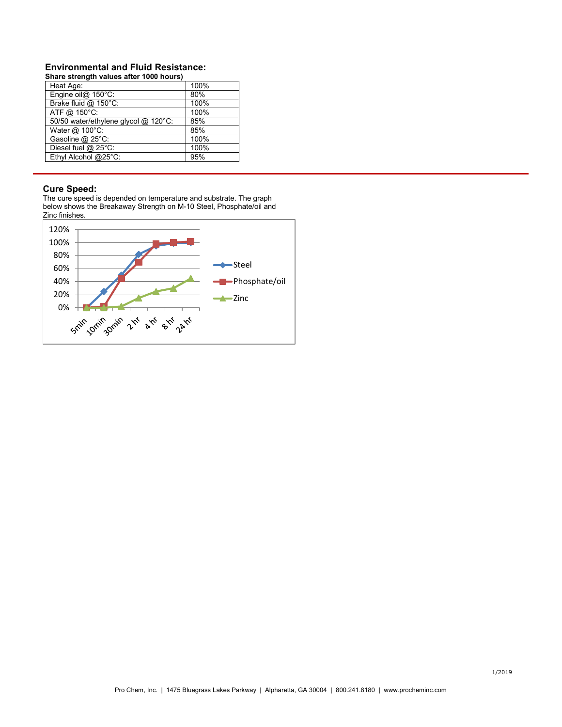## Environmental and Fluid Resistance:

**Share strength values after 1000 hours)**

| | |
|---|---|
| Heat Age: | 100% |
| Engine oil@ 150°C: | 80% |
| Brake fluid @ 150°C: | 100% |
| ATF @ 150°C: | 100% |
| 50/50 water/ethylene glycol @ 120°C: | 85% |
| Water @ 100°C: | 85% |
| Gasoline @ 25°C: | 100% |
| Diesel fuel @ 25°C: | 100% |
| Ethyl Alcohol @25°C: | 95% |

## Cure Speed:

The cure speed is depended on temperature and substrate. The graph below shows the Breakaway Strength on M-10 Steel, Phosphate/oil and Zinc finishes.

120%
100%
80%
60%
40%
20%
0%

5min
10min
30min
2 hr
4 hr
8 hr
24 hr

Steel
Phosphate/oil
Zinc

1/2019

Pro Chem, Inc. | 1475 Bluegrass Lakes Parkway | Alpharetta, GA 30004 | 800.241.8180 | www.procheminc.com